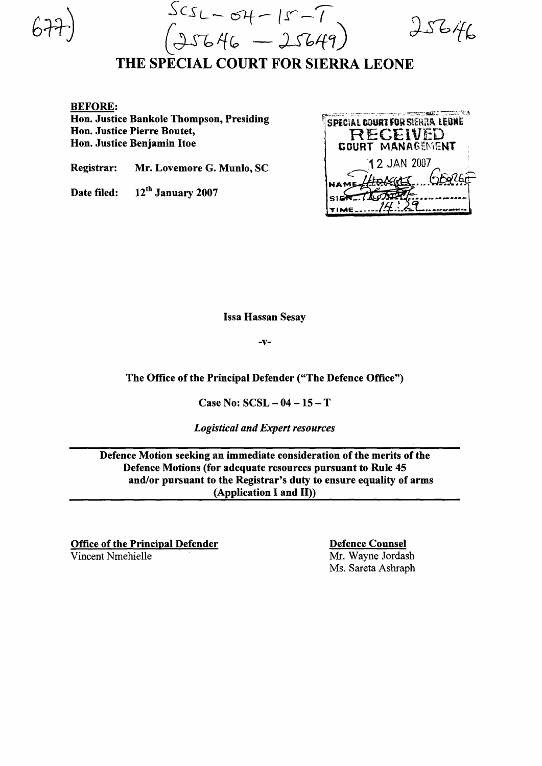677)

SCSL – 04 – 15 – T
(25646 – 25649)

25646

# THE SPECIAL COURT FOR SIERRA LEONE

**BEFORE:**
**Hon. Justice Bankole Thompson, Presiding**
**Hon. Justice Pierre Boutet,**
**Hon. Justice Benjamin Itoe**

**Registrar:** **Mr. Lovemore G. Munlo, SC**

**Date filed:** **12th January 2007**

SPECIAL COURT FOR SIERRA LEONE
RECEIVED
COURT MANAGEMENT
12 JAN 2007
NAME THOMAS GEORGE
SIGN
TIME 14:29

**Issa Hassan Sesay**

**-v-**

**The Office of the Principal Defender ("The Defence Office")**

**Case No: SCSL – 04 – 15 – T**

***Logistical and Expert resources***

**Defence Motion seeking an immediate consideration of the merits of the Defence Motions (for adequate resources pursuant to Rule 45 and/or pursuant to the Registrar's duty to ensure equality of arms (Application I and II))**

**Office of the Principal Defender**
Vincent Nmehielle

**Defence Counsel**
Mr. Wayne Jordash
Ms. Sareta Ashraph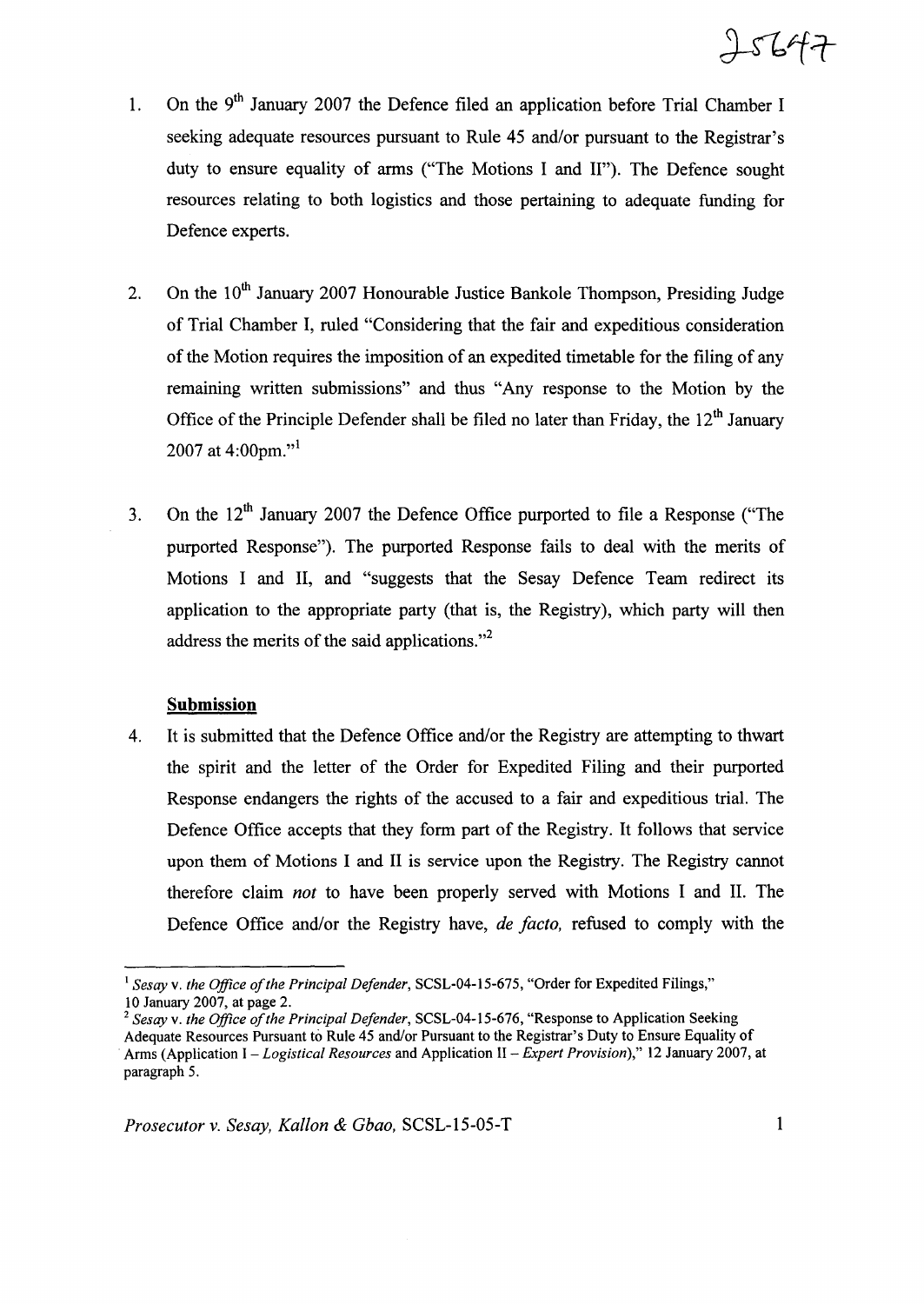1. On the 9th January 2007 the Defence filed an application before Trial Chamber I seeking adequate resources pursuant to Rule 45 and/or pursuant to the Registrar's duty to ensure equality of arms ("The Motions I and II"). The Defence sought resources relating to both logistics and those pertaining to adequate funding for Defence experts.

2. On the 10th January 2007 Honourable Justice Bankole Thompson, Presiding Judge of Trial Chamber I, ruled "Considering that the fair and expeditious consideration of the Motion requires the imposition of an expedited timetable for the filing of any remaining written submissions" and thus "Any response to the Motion by the Office of the Principle Defender shall be filed no later than Friday, the 12th January 2007 at 4:00pm."[1]

3. On the 12th January 2007 the Defence Office purported to file a Response ("The purported Response"). The purported Response fails to deal with the merits of Motions I and II, and "suggests that the Sesay Defence Team redirect its application to the appropriate party (that is, the Registry), which party will then address the merits of the said applications."[2]

**Submission**

4. It is submitted that the Defence Office and/or the Registry are attempting to thwart the spirit and the letter of the Order for Expedited Filing and their purported Response endangers the rights of the accused to a fair and expeditious trial. The Defence Office accepts that they form part of the Registry. It follows that service upon them of Motions I and II is service upon the Registry. The Registry cannot therefore claim *not* to have been properly served with Motions I and II. The Defence Office and/or the Registry have, *de facto,* refused to comply with the

---

[1] *Sesay* v. *the Office of the Principal Defender*, SCSL-04-15-675, "Order for Expedited Filings," 10 January 2007, at page 2.

[2] *Sesay* v. *the Office of the Principal Defender*, SCSL-04-15-676, "Response to Application Seeking Adequate Resources Pursuant to Rule 45 and/or Pursuant to the Registrar's Duty to Ensure Equality of Arms (Application I – *Logistical Resources* and Application II – *Expert Provision*)," 12 January 2007, at paragraph 5.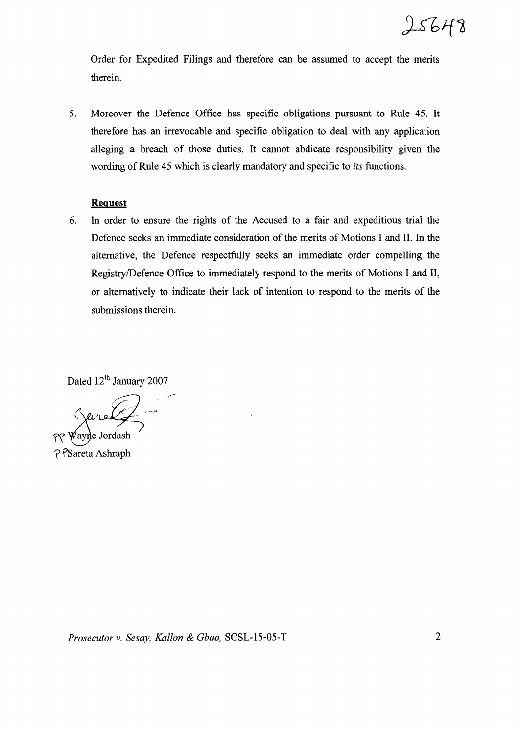Order for Expedited Filings and therefore can be assumed to accept the merits therein.

5. Moreover the Defence Office has specific obligations pursuant to Rule 45. It therefore has an irrevocable and specific obligation to deal with any application alleging a breach of those duties. It cannot abdicate responsibility given the wording of Rule 45 which is clearly mandatory and specific to *its* functions.

**Request**

6. In order to ensure the rights of the Accused to a fair and expeditious trial the Defence seeks an immediate consideration of the merits of Motions I and II. In the alternative, the Defence respectfully seeks an immediate order compelling the Registry/Defence Office to immediately respond to the merits of Motions I and II, or alternatively to indicate their lack of intention to respond to the merits of the submissions therein.

Dated 12th January 2007

PP Wayne Jordash

PP Sareta Ashraph

*Prosecutor v. Sesay, Kallon & Gbao,* SCSL-15-05-T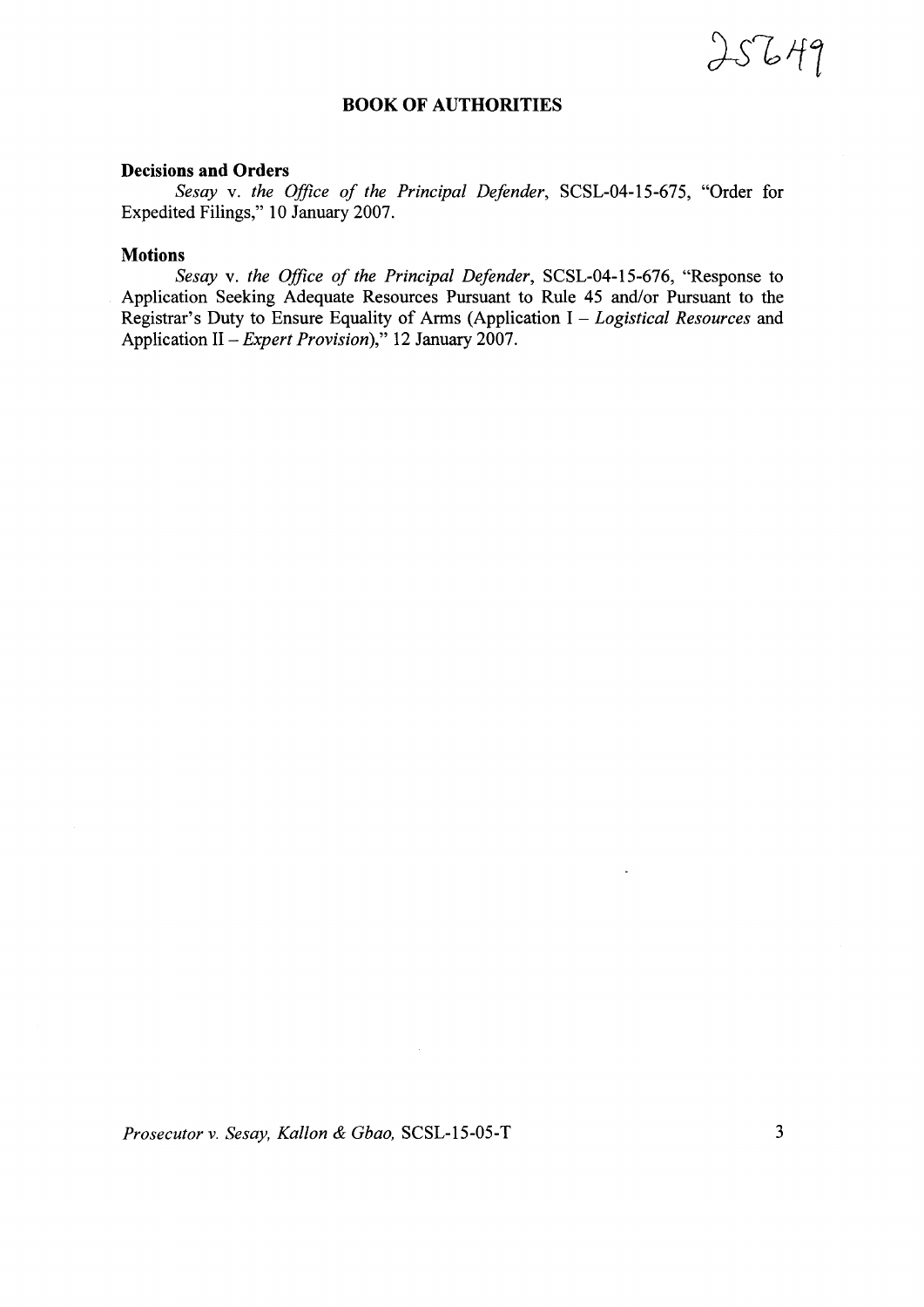# BOOK OF AUTHORITIES

**Decisions and Orders**

*Sesay* v. *the Office of the Principal Defender*, SCSL-04-15-675, "Order for Expedited Filings," 10 January 2007.

**Motions**

*Sesay* v. *the Office of the Principal Defender*, SCSL-04-15-676, "Response to Application Seeking Adequate Resources Pursuant to Rule 45 and/or Pursuant to the Registrar's Duty to Ensure Equality of Arms (Application I – *Logistical Resources* and Application II – *Expert Provision*)," 12 January 2007.